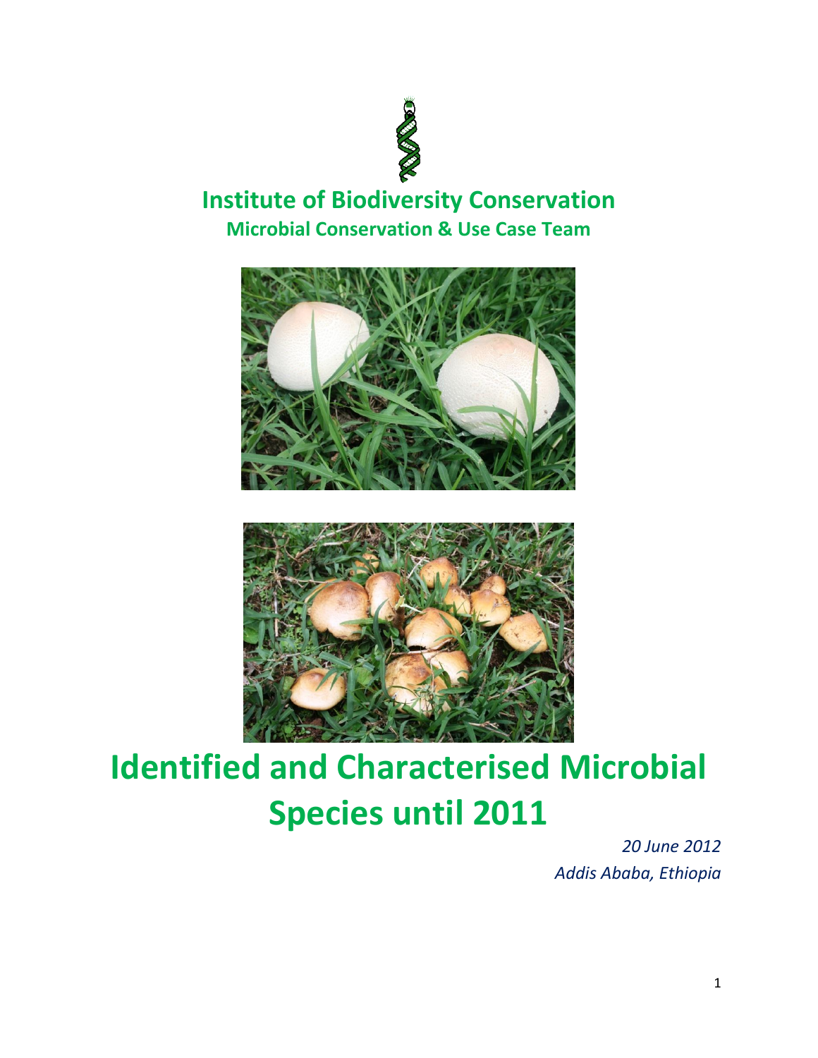# Institute of Biodiversity Conservation

## Microbial Conservation & Use Case Team

# Identified and Characterised Microbial Species until 2011

*20 June 2012*

*Addis Ababa, Ethiopia*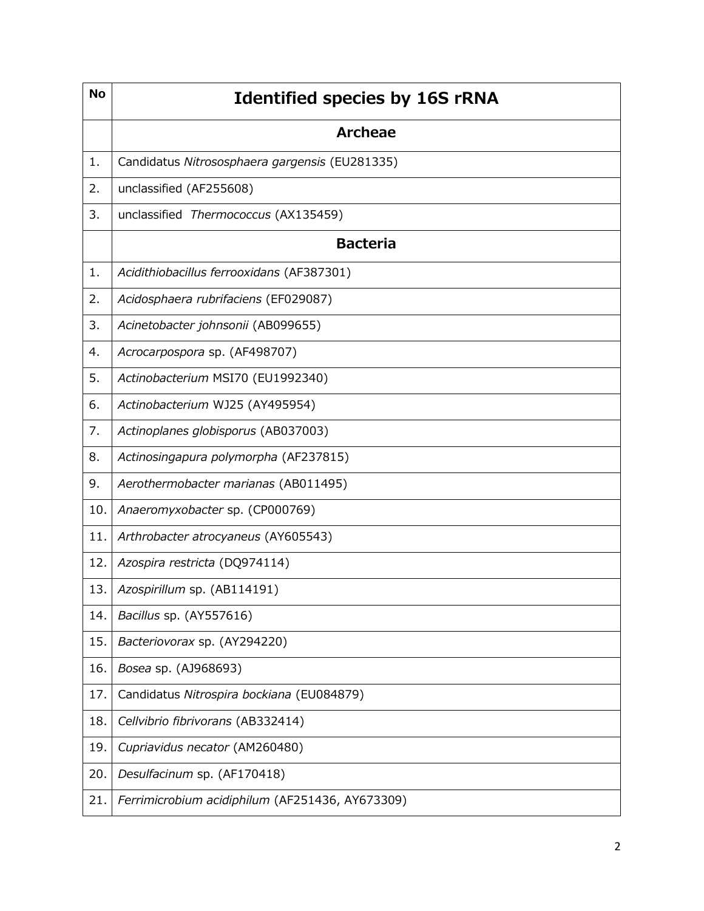| No | Identified species by 16S rRNA |
|---|---|
| | **Archeae** |
| 1. | Candidatus *Nitrososphaera gargensis* (EU281335) |
| 2. | unclassified (AF255608) |
| 3. | unclassified *Thermococcus* (AX135459) |
| | **Bacteria** |
| 1. | *Acidithiobacillus ferrooxidans* (AF387301) |
| 2. | *Acidosphaera rubrifaciens* (EF029087) |
| 3. | *Acinetobacter johnsonii* (AB099655) |
| 4. | *Acrocarpospora* sp. (AF498707) |
| 5. | *Actinobacterium* MSI70 (EU1992340) |
| 6. | *Actinobacterium* WJ25 (AY495954) |
| 7. | *Actinoplanes globisporus* (AB037003) |
| 8. | *Actinosingapura polymorpha* (AF237815) |
| 9. | *Aerothermobacter marianas* (AB011495) |
| 10. | *Anaeromyxobacter* sp. (CP000769) |
| 11. | *Arthrobacter atrocyaneus* (AY605543) |
| 12. | *Azospira restricta* (DQ974114) |
| 13. | *Azospirillum* sp. (AB114191) |
| 14. | *Bacillus* sp. (AY557616) |
| 15. | *Bacteriovorax* sp. (AY294220) |
| 16. | *Bosea* sp. (AJ968693) |
| 17. | Candidatus *Nitrospira bockiana* (EU084879) |
| 18. | *Cellvibrio fibrivorans* (AB332414) |
| 19. | *Cupriavidus necator* (AM260480) |
| 20. | *Desulfacinum* sp. (AF170418) |
| 21. | *Ferrimicrobium acidiphilum* (AF251436, AY673309) |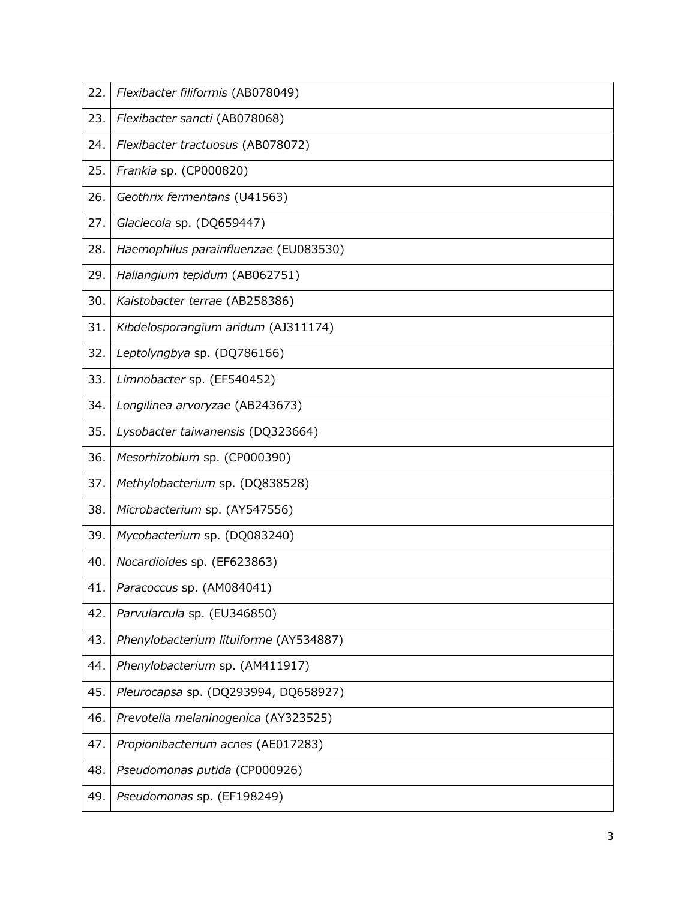| | |
|---|---|
| 22. | *Flexibacter filiformis* (AB078049) |
| 23. | *Flexibacter sancti* (AB078068) |
| 24. | *Flexibacter tractuosus* (AB078072) |
| 25. | *Frankia* sp. (CP000820) |
| 26. | *Geothrix fermentans* (U41563) |
| 27. | *Glaciecola* sp. (DQ659447) |
| 28. | *Haemophilus parainfluenzae* (EU083530) |
| 29. | *Haliangium tepidum* (AB062751) |
| 30. | *Kaistobacter terrae* (AB258386) |
| 31. | *Kibdelosporangium aridum* (AJ311174) |
| 32. | *Leptolyngbya* sp. (DQ786166) |
| 33. | *Limnobacter* sp. (EF540452) |
| 34. | *Longilinea arvoryzae* (AB243673) |
| 35. | *Lysobacter taiwanensis* (DQ323664) |
| 36. | *Mesorhizobium* sp. (CP000390) |
| 37. | *Methylobacterium* sp. (DQ838528) |
| 38. | *Microbacterium* sp. (AY547556) |
| 39. | *Mycobacterium* sp. (DQ083240) |
| 40. | *Nocardioides* sp. (EF623863) |
| 41. | *Paracoccus* sp. (AM084041) |
| 42. | *Parvularcula* sp. (EU346850) |
| 43. | *Phenylobacterium lituiforme* (AY534887) |
| 44. | *Phenylobacterium* sp. (AM411917) |
| 45. | *Pleurocapsa* sp. (DQ293994, DQ658927) |
| 46. | *Prevotella melaninogenica* (AY323525) |
| 47. | *Propionibacterium acnes* (AE017283) |
| 48. | *Pseudomonas putida* (CP000926) |
| 49. | *Pseudomonas* sp. (EF198249) |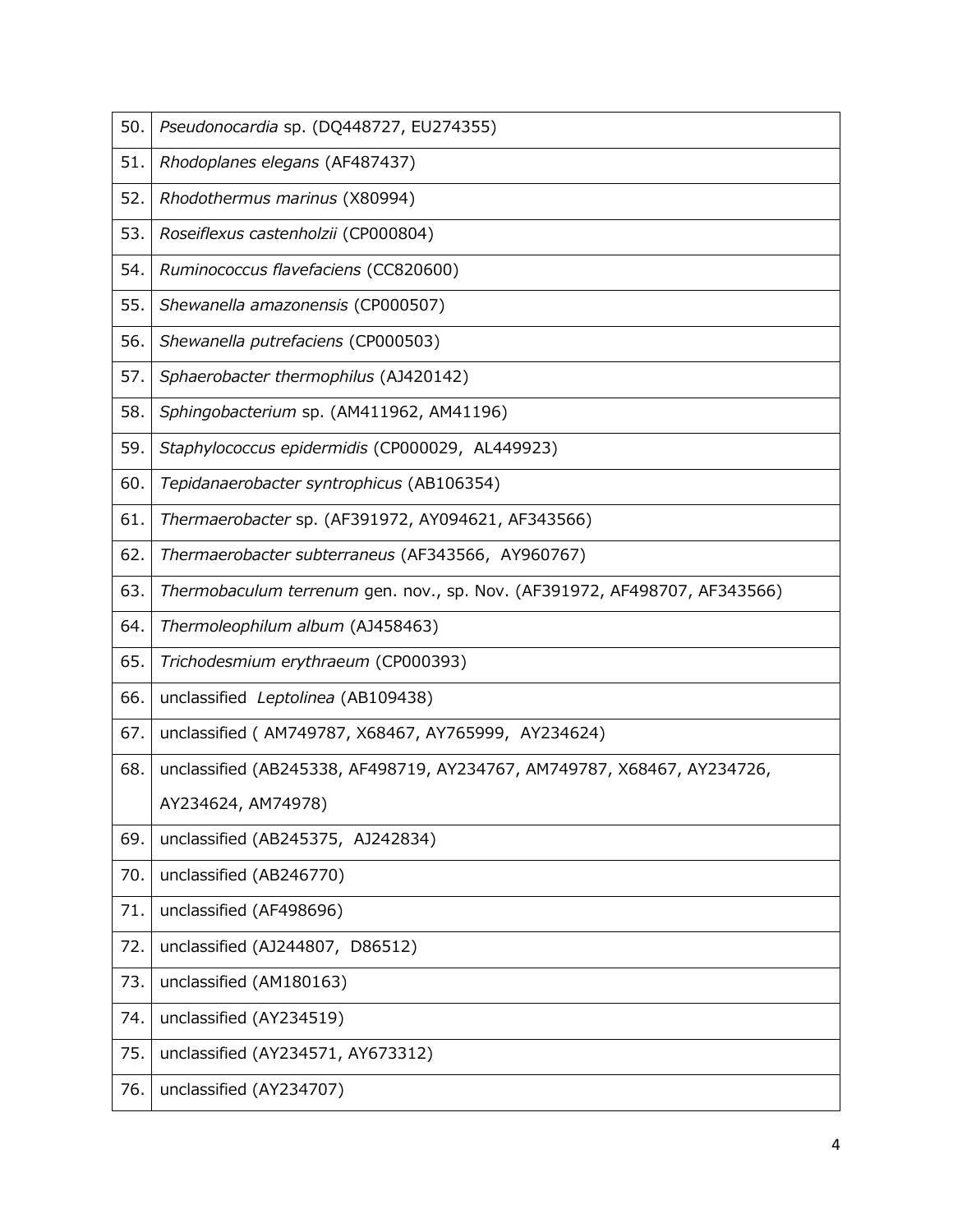| | |
|---|---|
| 50. | *Pseudonocardia* sp. (DQ448727, EU274355) |
| 51. | *Rhodoplanes elegans* (AF487437) |
| 52. | *Rhodothermus marinus* (X80994) |
| 53. | *Roseiflexus castenholzii* (CP000804) |
| 54. | *Ruminococcus flavefaciens* (CC820600) |
| 55. | *Shewanella amazonensis* (CP000507) |
| 56. | *Shewanella putrefaciens* (CP000503) |
| 57. | *Sphaerobacter thermophilus* (AJ420142) |
| 58. | *Sphingobacterium* sp. (AM411962, AM41196) |
| 59. | *Staphylococcus epidermidis* (CP000029, AL449923) |
| 60. | *Tepidanaerobacter syntrophicus* (AB106354) |
| 61. | *Thermaerobacter* sp. (AF391972, AY094621, AF343566) |
| 62. | *Thermaerobacter subterraneus* (AF343566, AY960767) |
| 63. | *Thermobaculum terrenum* gen. nov., sp. Nov. (AF391972, AF498707, AF343566) |
| 64. | *Thermoleophilum album* (AJ458463) |
| 65. | *Trichodesmium erythraeum* (CP000393) |
| 66. | unclassified *Leptolinea* (AB109438) |
| 67. | unclassified ( AM749787, X68467, AY765999, AY234624) |
| 68. | unclassified (AB245338, AF498719, AY234767, AM749787, X68467, AY234726, AY234624, AM74978) |
| 69. | unclassified (AB245375, AJ242834) |
| 70. | unclassified (AB246770) |
| 71. | unclassified (AF498696) |
| 72. | unclassified (AJ244807, D86512) |
| 73. | unclassified (AM180163) |
| 74. | unclassified (AY234519) |
| 75. | unclassified (AY234571, AY673312) |
| 76. | unclassified (AY234707) |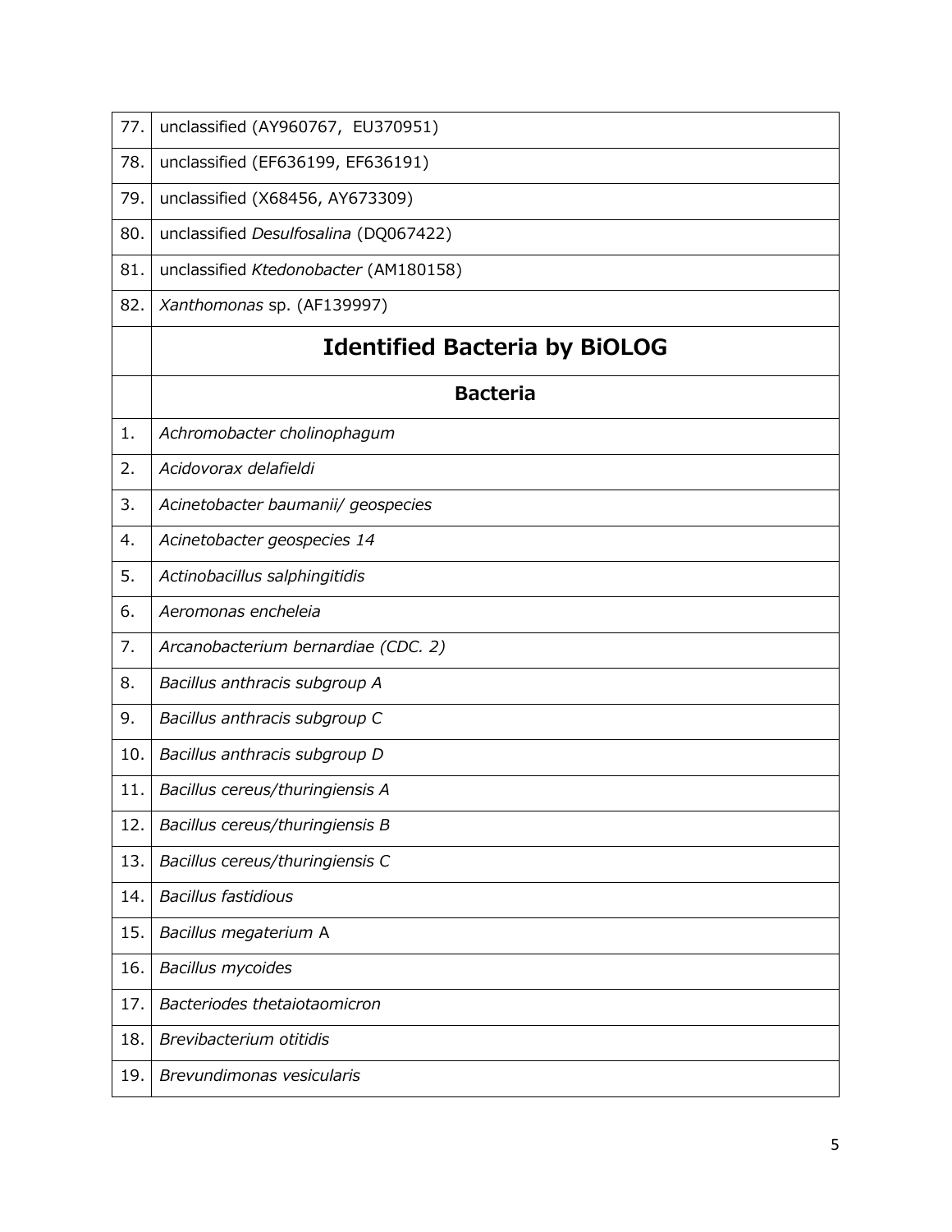| | |
|---|---|
| 77. | unclassified (AY960767, EU370951) |
| 78. | unclassified (EF636199, EF636191) |
| 79. | unclassified (X68456, AY673309) |
| 80. | unclassified *Desulfosalina* (DQ067422) |
| 81. | unclassified *Ktedonobacter* (AM180158) |
| 82. | *Xanthomonas* sp. (AF139997) |
| | **Identified Bacteria by BiOLOG** |
| | **Bacteria** |
| 1. | *Achromobacter cholinophagum* |
| 2. | *Acidovorax delafieldi* |
| 3. | *Acinetobacter baumanii/ geospecies* |
| 4. | *Acinetobacter geospecies 14* |
| 5. | *Actinobacillus salphingitidis* |
| 6. | *Aeromonas encheleia* |
| 7. | *Arcanobacterium bernardiae (CDC. 2)* |
| 8. | *Bacillus anthracis subgroup A* |
| 9. | *Bacillus anthracis subgroup C* |
| 10. | *Bacillus anthracis subgroup D* |
| 11. | *Bacillus cereus/thuringiensis A* |
| 12. | *Bacillus cereus/thuringiensis B* |
| 13. | *Bacillus cereus/thuringiensis C* |
| 14. | *Bacillus fastidious* |
| 15. | *Bacillus megaterium* A |
| 16. | *Bacillus mycoides* |
| 17. | *Bacteriodes thetaiotaomicron* |
| 18. | *Brevibacterium otitidis* |
| 19. | *Brevundimonas vesicularis* |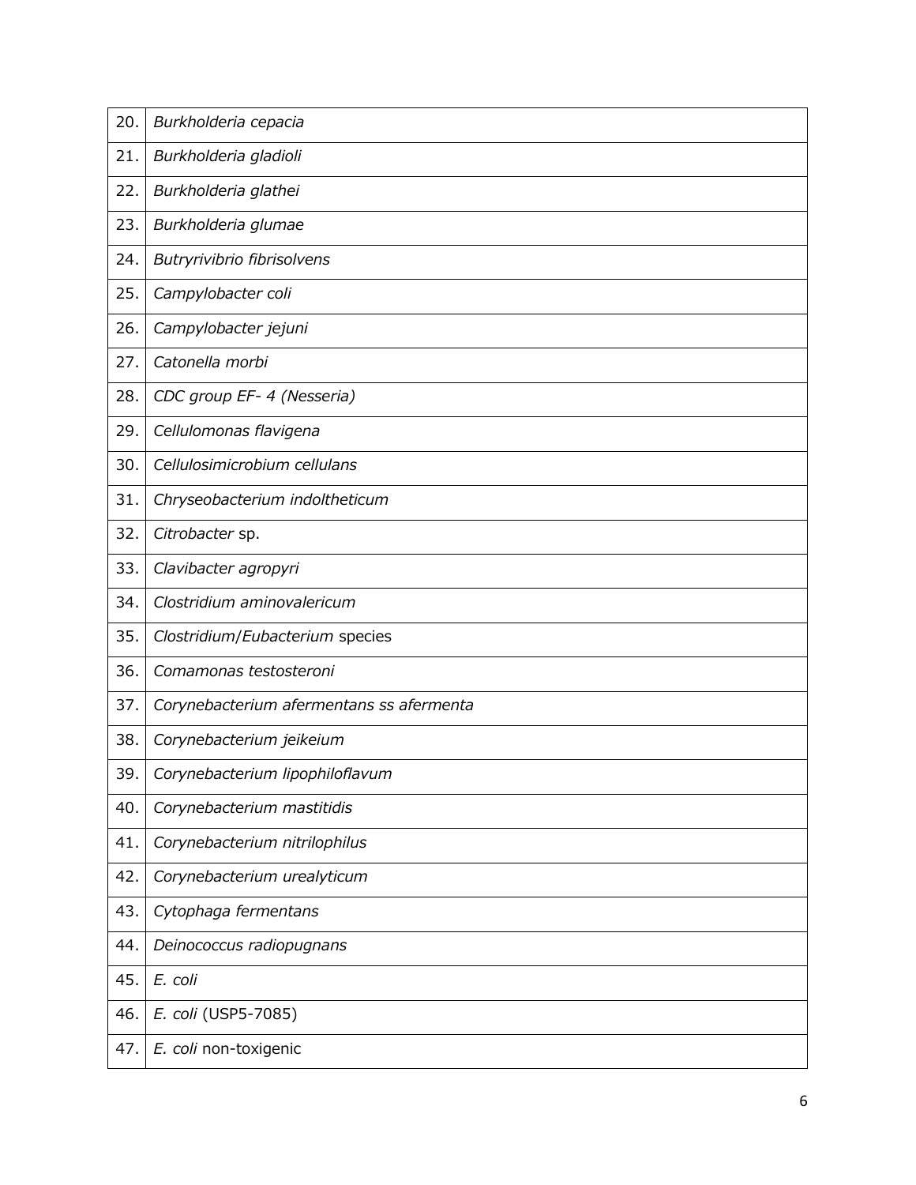| | |
|---|---|
| 20. | *Burkholderia cepacia* |
| 21. | *Burkholderia gladioli* |
| 22. | *Burkholderia glathei* |
| 23. | *Burkholderia glumae* |
| 24. | *Butryrivibrio fibrisolvens* |
| 25. | *Campylobacter coli* |
| 26. | *Campylobacter jejuni* |
| 27. | *Catonella morbi* |
| 28. | *CDC group EF- 4 (Nesseria)* |
| 29. | *Cellulomonas flavigena* |
| 30. | *Cellulosimicrobium cellulans* |
| 31. | *Chryseobacterium indoltheticum* |
| 32. | *Citrobacter* sp. |
| 33. | *Clavibacter agropyri* |
| 34. | *Clostridium aminovalericum* |
| 35. | *Clostridium*/*Eubacterium* species |
| 36. | *Comamonas testosteroni* |
| 37. | *Corynebacterium afermentans ss afermenta* |
| 38. | *Corynebacterium jeikeium* |
| 39. | *Corynebacterium lipophiloflavum* |
| 40. | *Corynebacterium mastitidis* |
| 41. | *Corynebacterium nitrilophilus* |
| 42. | *Corynebacterium urealyticum* |
| 43. | *Cytophaga fermentans* |
| 44. | *Deinococcus radiopugnans* |
| 45. | *E. coli* |
| 46. | *E. coli* (USP5-7085) |
| 47. | *E. coli* non-toxigenic |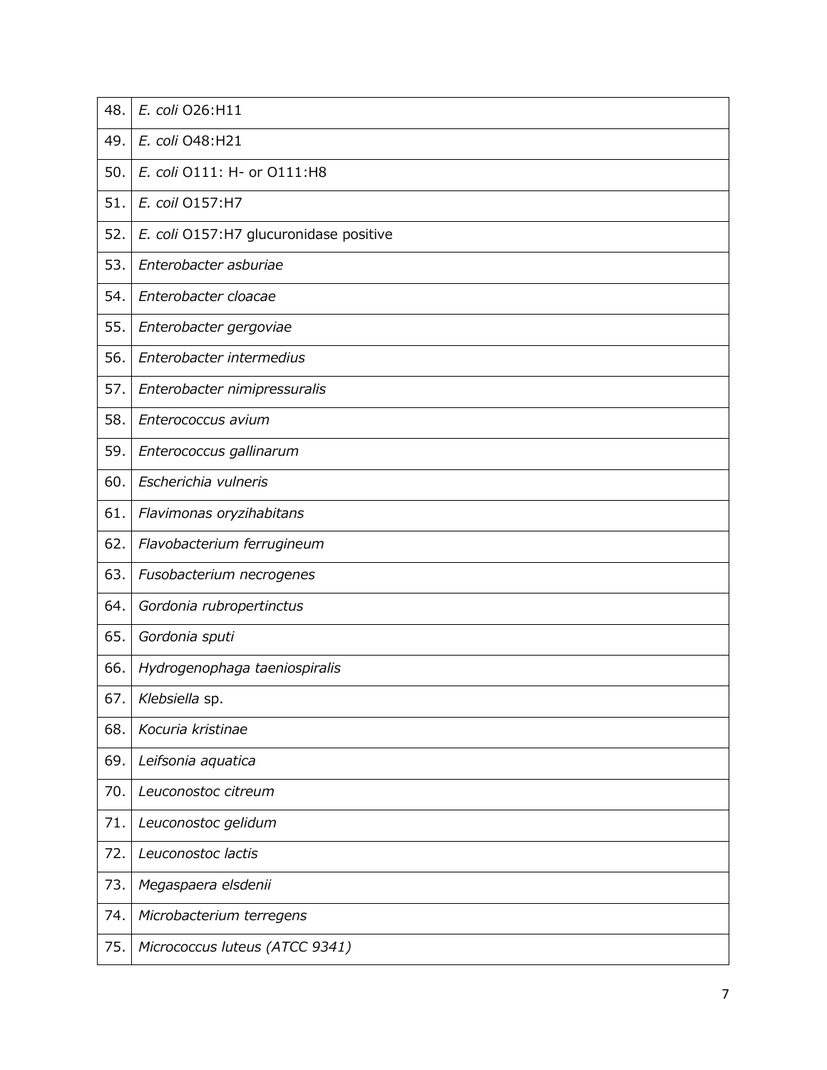| | |
|---|---|
| 48. | *E. coli* O26:H11 |
| 49. | *E. coli* O48:H21 |
| 50. | *E. coli* O111: H- or O111:H8 |
| 51. | *E. coil* O157:H7 |
| 52. | *E. coli* O157:H7 glucuronidase positive |
| 53. | *Enterobacter asburiae* |
| 54. | *Enterobacter cloacae* |
| 55. | *Enterobacter gergoviae* |
| 56. | *Enterobacter intermedius* |
| 57. | *Enterobacter nimipressuralis* |
| 58. | *Enterococcus avium* |
| 59. | *Enterococcus gallinarum* |
| 60. | *Escherichia vulneris* |
| 61. | *Flavimonas oryzihabitans* |
| 62. | *Flavobacterium ferrugineum* |
| 63. | *Fusobacterium necrogenes* |
| 64. | *Gordonia rubropertinctus* |
| 65. | *Gordonia sputi* |
| 66. | *Hydrogenophaga taeniospiralis* |
| 67. | *Klebsiella* sp. |
| 68. | *Kocuria kristinae* |
| 69. | *Leifsonia aquatica* |
| 70. | *Leuconostoc citreum* |
| 71. | *Leuconostoc gelidum* |
| 72. | *Leuconostoc lactis* |
| 73. | *Megaspaera elsdenii* |
| 74. | *Microbacterium terregens* |
| 75. | *Micrococcus luteus (ATCC 9341)* |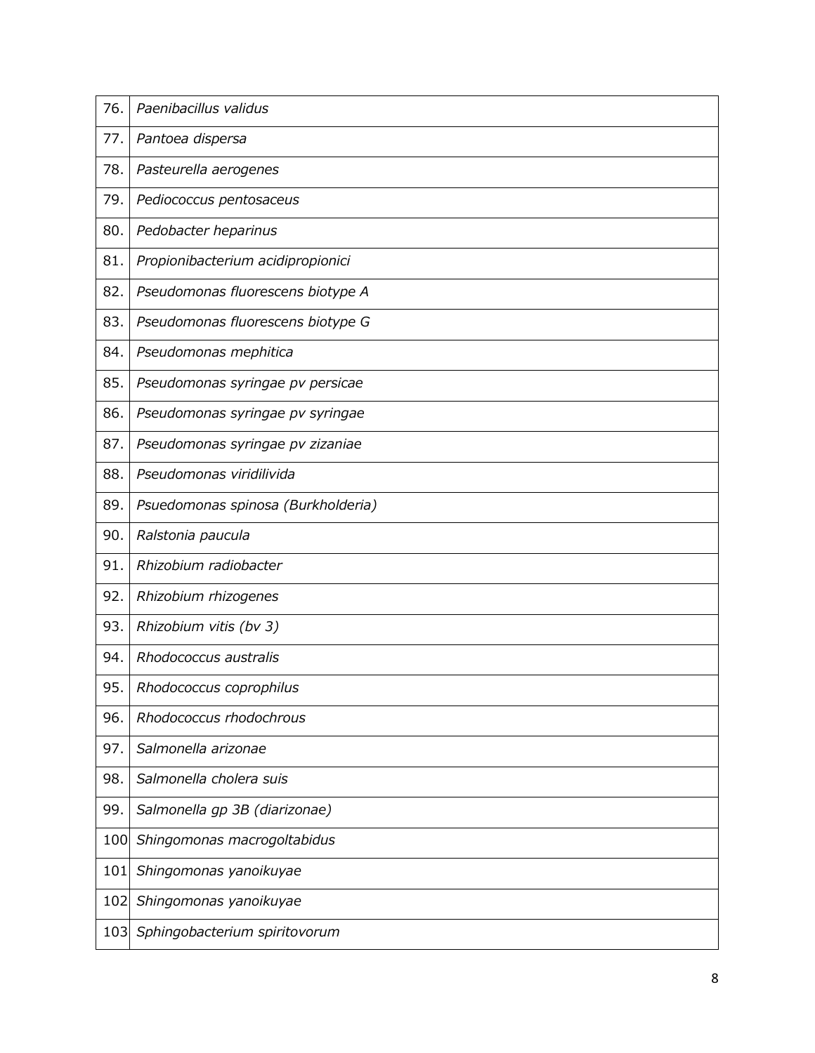| | |
|---|---|
| 76. | *Paenibacillus validus* |
| 77. | *Pantoea dispersa* |
| 78. | *Pasteurella aerogenes* |
| 79. | *Pediococcus pentosaceus* |
| 80. | *Pedobacter heparinus* |
| 81. | *Propionibacterium acidipropionici* |
| 82. | *Pseudomonas fluorescens biotype A* |
| 83. | *Pseudomonas fluorescens biotype G* |
| 84. | *Pseudomonas mephitica* |
| 85. | *Pseudomonas syringae pv persicae* |
| 86. | *Pseudomonas syringae pv syringae* |
| 87. | *Pseudomonas syringae pv zizaniae* |
| 88. | *Pseudomonas viridilivida* |
| 89. | *Psuedomonas spinosa (Burkholderia)* |
| 90. | *Ralstonia paucula* |
| 91. | *Rhizobium radiobacter* |
| 92. | *Rhizobium rhizogenes* |
| 93. | *Rhizobium vitis (bv 3)* |
| 94. | *Rhodococcus australis* |
| 95. | *Rhodococcus coprophilus* |
| 96. | *Rhodococcus rhodochrous* |
| 97. | *Salmonella arizonae* |
| 98. | *Salmonella cholera suis* |
| 99. | *Salmonella gp 3B (diarizonae)* |
| 100 | *Shingomonas macrogoltabidus* |
| 101 | *Shingomonas yanoikuyae* |
| 102 | *Shingomonas yanoikuyae* |
| 103 | *Sphingobacterium spiritovorum* |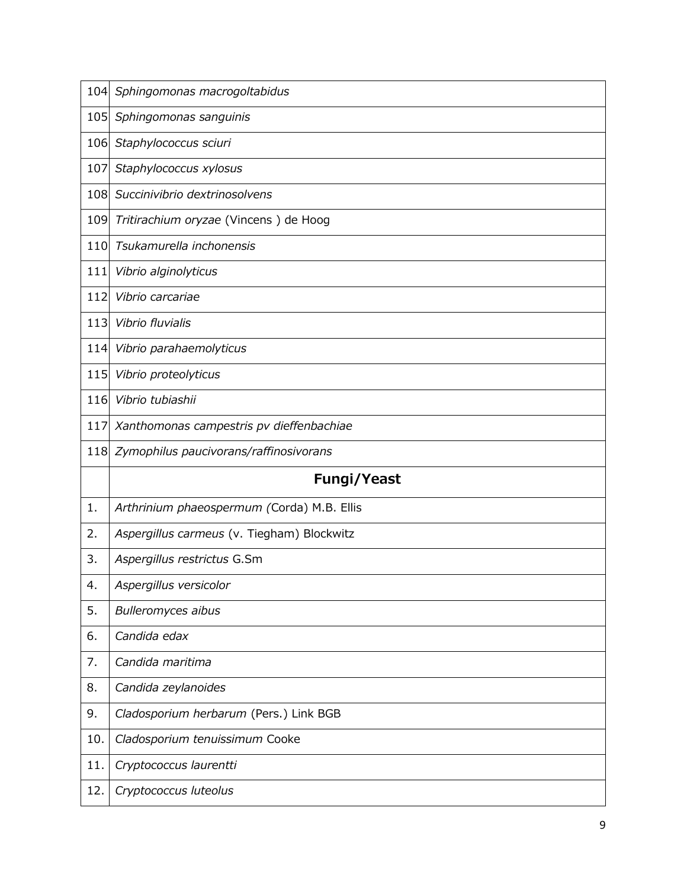| | |
|---|---|
| 104 | *Sphingomonas macrogoltabidus* |
| 105 | *Sphingomonas sanguinis* |
| 106 | *Staphylococcus sciuri* |
| 107 | *Staphylococcus xylosus* |
| 108 | *Succinivibrio dextrinosolvens* |
| 109 | *Tritirachium oryzae* (Vincens ) de Hoog |
| 110 | *Tsukamurella inchonensis* |
| 111 | *Vibrio alginolyticus* |
| 112 | *Vibrio carcariae* |
| 113 | *Vibrio fluvialis* |
| 114 | *Vibrio parahaemolyticus* |
| 115 | *Vibrio proteolyticus* |
| 116 | *Vibrio tubiashii* |
| 117 | *Xanthomonas campestris pv dieffenbachiae* |
| 118 | *Zymophilus paucivorans/raffinosivorans* |
| | **Fungi/Yeast** |
| 1. | *Arthrinium phaeospermum (*Corda) M.B. Ellis |
| 2. | *Aspergillus carmeus* (v. Tiegham) Blockwitz |
| 3. | *Aspergillus restrictus* G.Sm |
| 4. | *Aspergillus versicolor* |
| 5. | *Bulleromyces aibus* |
| 6. | *Candida edax* |
| 7. | *Candida maritima* |
| 8. | *Candida zeylanoides* |
| 9. | *Cladosporium herbarum* (Pers.) Link BGB |
| 10. | *Cladosporium tenuissimum* Cooke |
| 11. | *Cryptococcus laurentti* |
| 12. | *Cryptococcus luteolus* |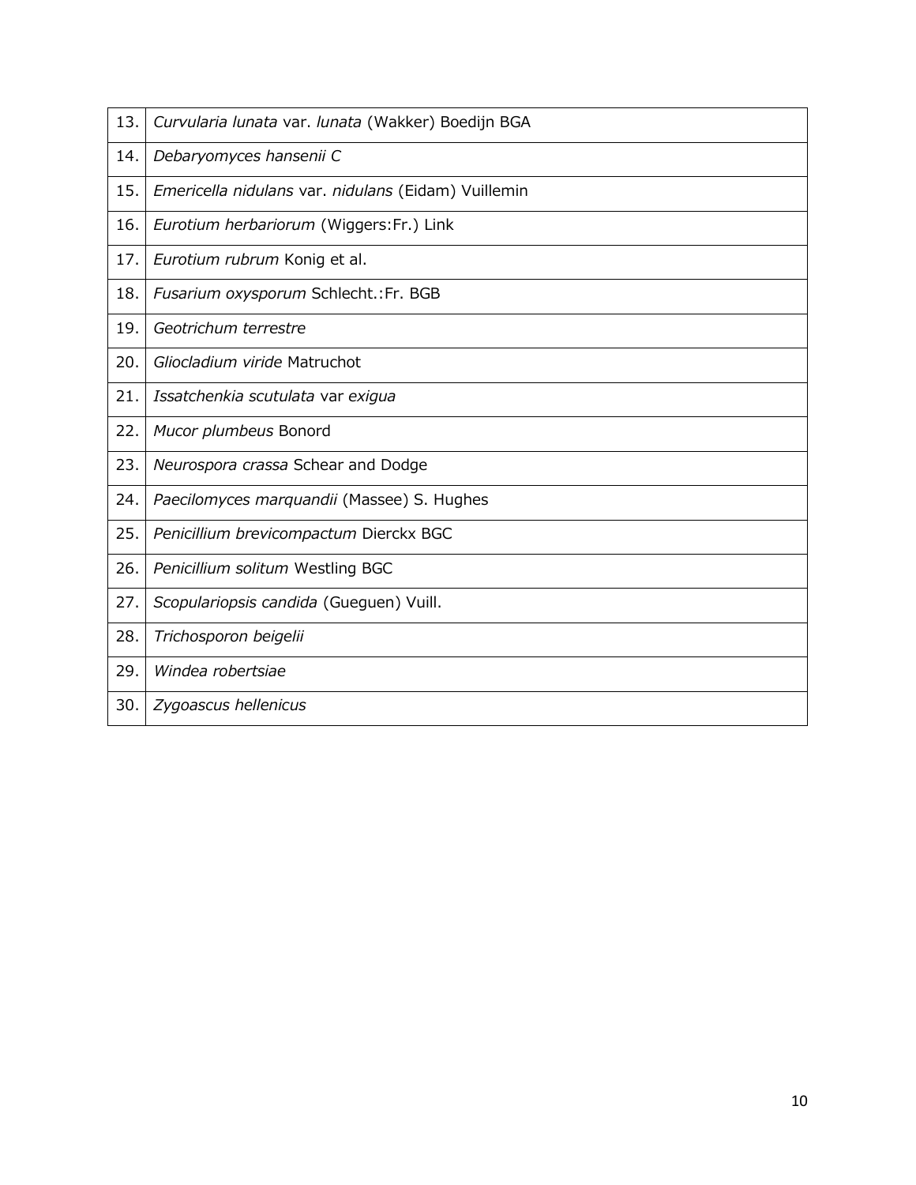| | |
|---|---|
| 13. | *Curvularia lunata* var. *lunata* (Wakker) Boedijn BGA |
| 14. | *Debaryomyces hansenii C* |
| 15. | *Emericella nidulans* var. *nidulans* (Eidam) Vuillemin |
| 16. | *Eurotium herbariorum* (Wiggers:Fr.) Link |
| 17. | *Eurotium rubrum* Konig et al. |
| 18. | *Fusarium oxysporum* Schlecht.:Fr. BGB |
| 19. | *Geotrichum terrestre* |
| 20. | *Gliocladium viride* Matruchot |
| 21. | *Issatchenkia scutulata* var *exigua* |
| 22. | *Mucor plumbeus* Bonord |
| 23. | *Neurospora crassa* Schear and Dodge |
| 24. | *Paecilomyces marquandii* (Massee) S. Hughes |
| 25. | *Penicillium brevicompactum* Dierckx BGC |
| 26. | *Penicillium solitum* Westling BGC |
| 27. | *Scopulariopsis candida* (Gueguen) Vuill. |
| 28. | *Trichosporon beigelii* |
| 29. | *Windea robertsiae* |
| 30. | *Zygoascus hellenicus* |